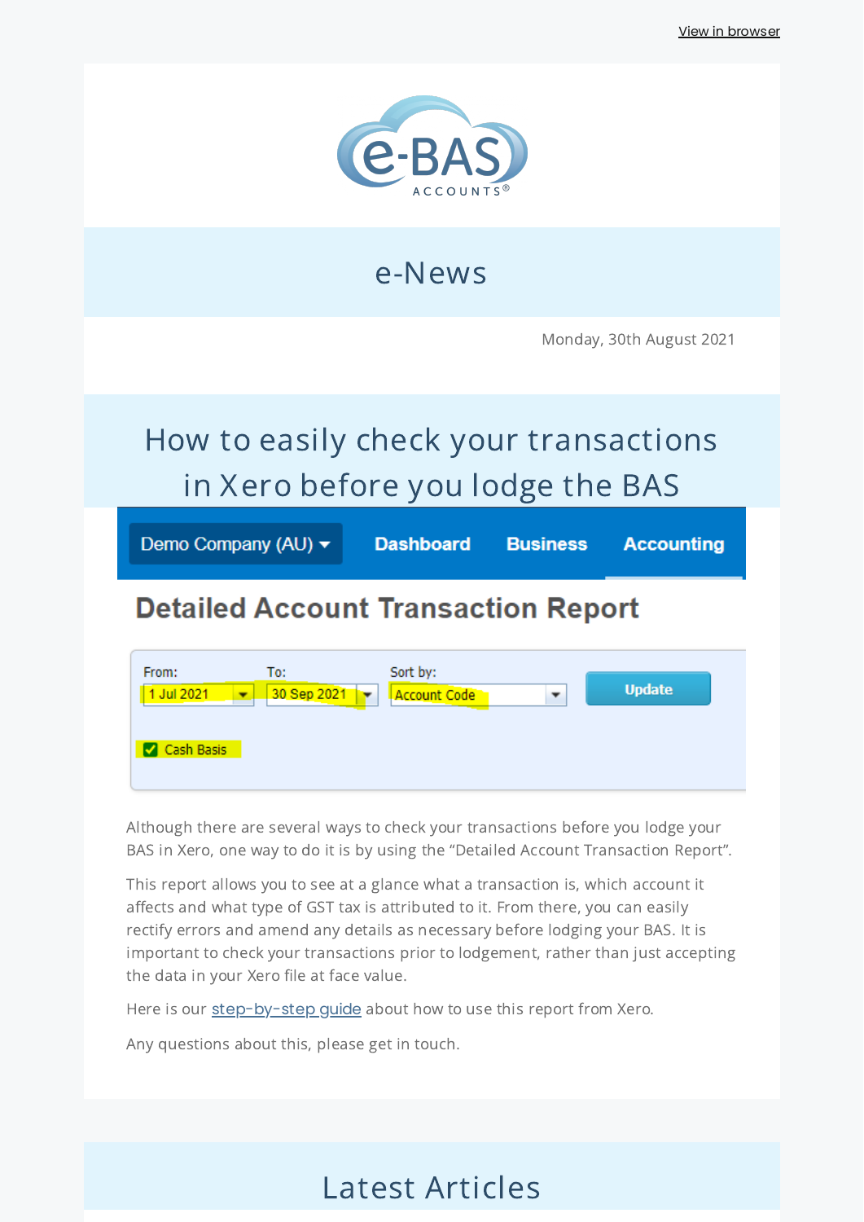View in browser

e-BAS ACCOUNTS®

# e-News

Monday, 30th August 2021

## How to easily check your transactions in Xero before you lodge the BAS

Demo Company (AU) Dashboard Business Accounting

Detailed Account Transaction Report

From: 1 Jul 2021 To: 30 Sep 2021 Sort by: Account Code Update

Cash Basis

Although there are several ways to check your transactions before you lodge your BAS in Xero, one way to do it is by using the "Detailed Account Transaction Report".

This report allows you to see at a glance what a transaction is, which account it affects and what type of GST tax is attributed to it. From there, you can easily rectify errors and amend any details as necessary before lodging your BAS. It is important to check your transactions prior to lodgement, rather than just accepting the data in your Xero file at face value.

Here is our step-by-step guide about how to use this report from Xero.

Any questions about this, please get in touch.

## Latest Articles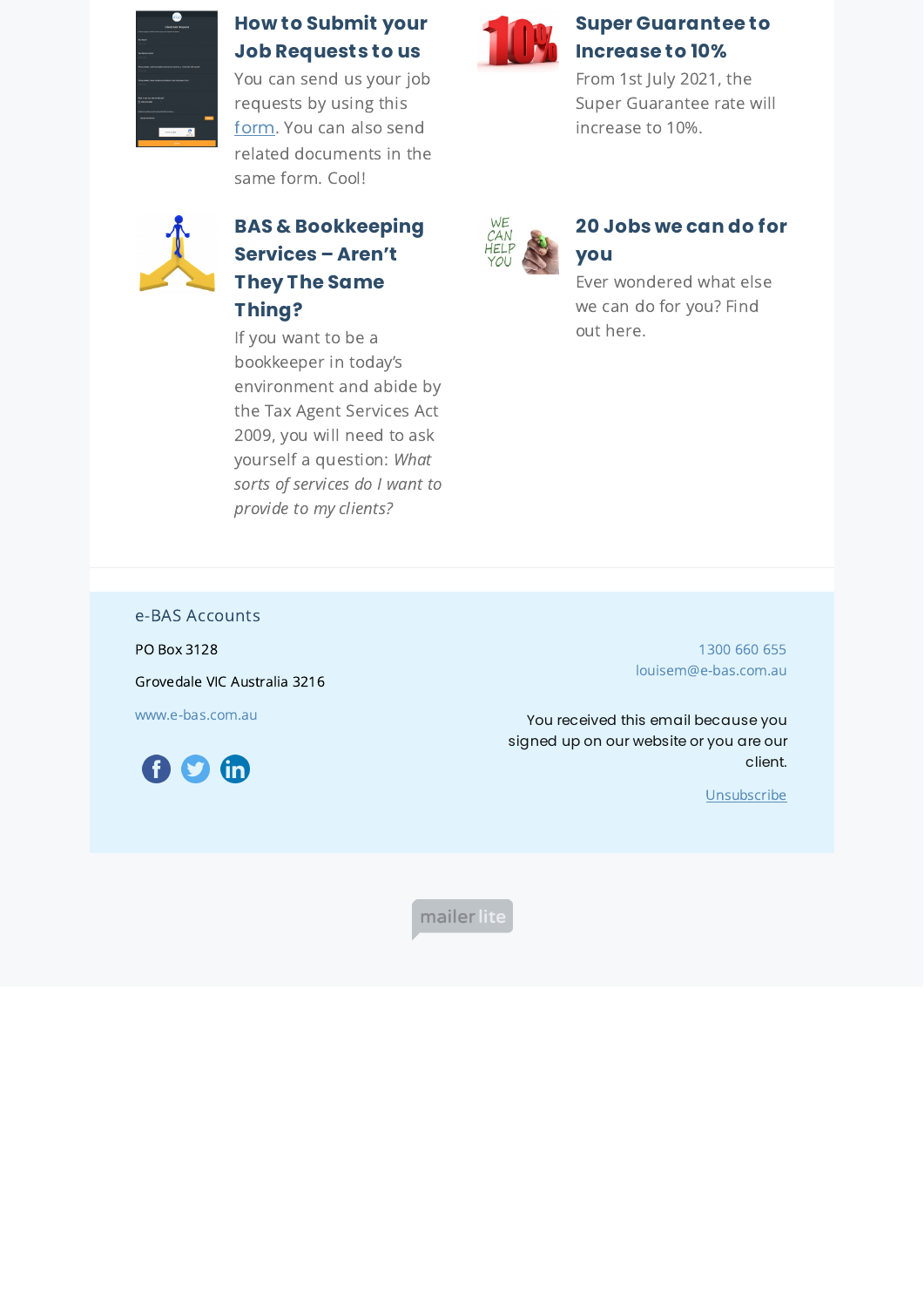### How to Submit your Job Requests to us

You can send us your job requests by using this form. You can also send related documents in the same form. Cool!

### Super Guarantee to Increase to 10%

From 1st July 2021, the Super Guarantee rate will increase to 10%.

### BAS & Bookkeeping Services – Aren't They The Same Thing?

If you want to be a bookkeeper in today's environment and abide by the Tax Agent Services Act 2009, you will need to ask yourself a question: *What sorts of services do I want to provide to my clients?*

### 20 Jobs we can do for you

Ever wondered what else we can do for you? Find out here.

e-BAS Accounts

PO Box 3128

Grovedale VIC Australia 3216

www.e-bas.com.au

1300 660 655
louisem@e-bas.com.au

You received this email because you signed up on our website or you are our client.

Unsubscribe

mailerlite